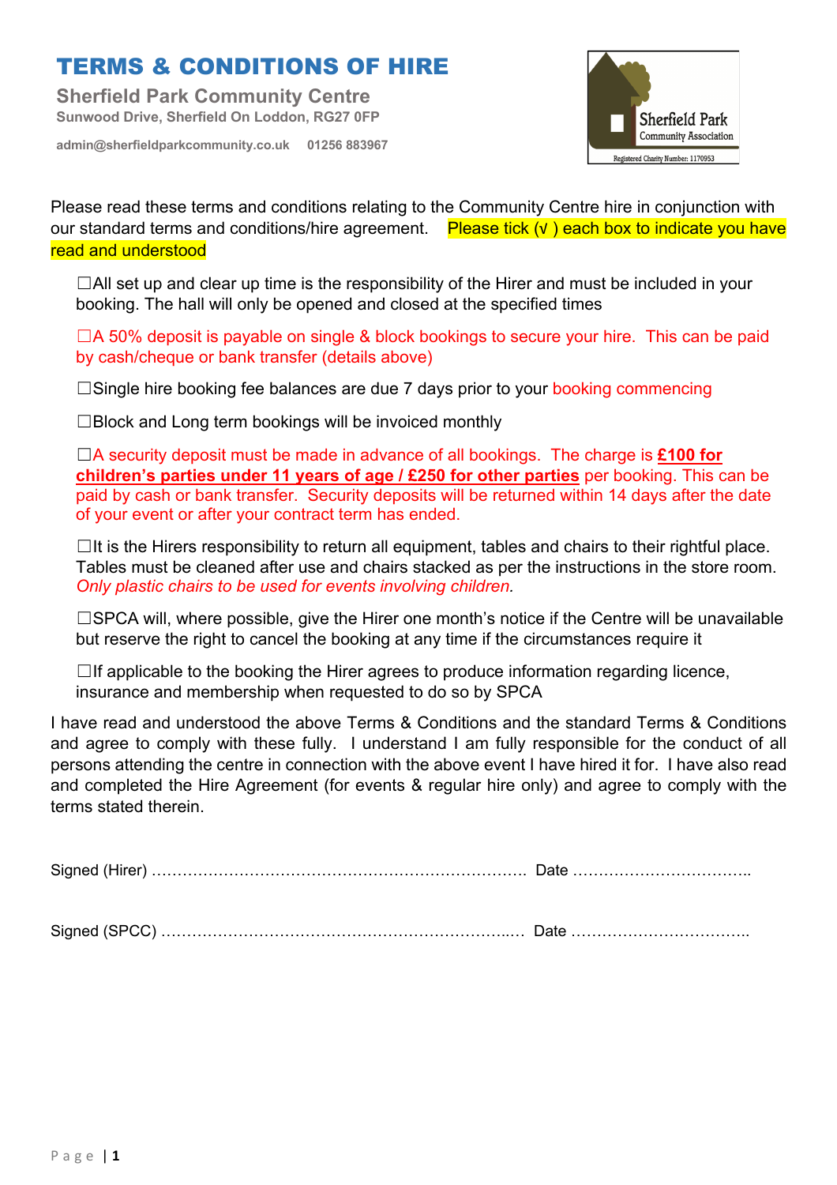# TERMS & CONDITIONS OF HIRE

**Sherfield Park Community Centre**

**Sunwood Drive, Sherfield On Loddon, RG27 0FP**

**admin@sherfieldparkcommunity.co.uk 01256 883967**

Sherfield Park Community Association
Registered Charity Number: 1170953

Please read these terms and conditions relating to the Community Centre hire in conjunction with our standard terms and conditions/hire agreement. Please tick (√ ) each box to indicate you have read and understood

☐All set up and clear up time is the responsibility of the Hirer and must be included in your booking. The hall will only be opened and closed at the specified times

☐A 50% deposit is payable on single & block bookings to secure your hire. This can be paid by cash/cheque or bank transfer (details above)

☐Single hire booking fee balances are due 7 days prior to your booking commencing

☐Block and Long term bookings will be invoiced monthly

☐A security deposit must be made in advance of all bookings. The charge is **£100 for children's parties under 11 years of age / £250 for other parties** per booking. This can be paid by cash or bank transfer. Security deposits will be returned within 14 days after the date of your event or after your contract term has ended.

☐It is the Hirers responsibility to return all equipment, tables and chairs to their rightful place. Tables must be cleaned after use and chairs stacked as per the instructions in the store room. *Only plastic chairs to be used for events involving children.*

☐SPCA will, where possible, give the Hirer one month's notice if the Centre will be unavailable but reserve the right to cancel the booking at any time if the circumstances require it

☐If applicable to the booking the Hirer agrees to produce information regarding licence, insurance and membership when requested to do so by SPCA

I have read and understood the above Terms & Conditions and the standard Terms & Conditions and agree to comply with these fully. I understand I am fully responsible for the conduct of all persons attending the centre in connection with the above event I have hired it for. I have also read and completed the Hire Agreement (for events & regular hire only) and agree to comply with the terms stated therein.

Signed (Hirer) ………………………………………………………………. Date ……………………………..

Signed (SPCC) ………………………………………………………..…. Date ……………………………..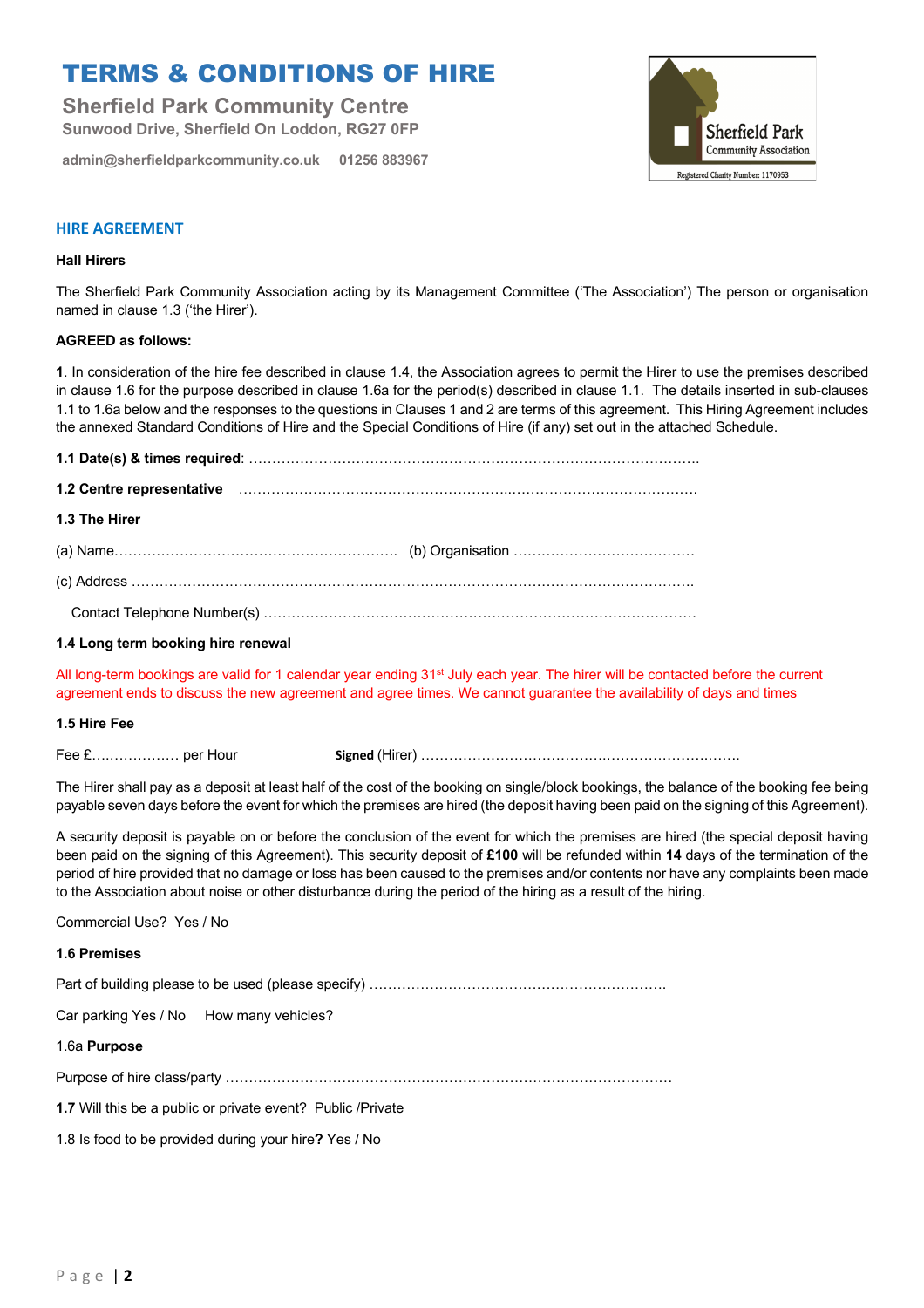# TERMS & CONDITIONS OF HIRE

## Sherfield Park Community Centre

**Sunwood Drive, Sherfield On Loddon, RG27 0FP**

**admin@sherfieldparkcommunity.co.uk 01256 883967**

Sherfield Park Community Association

Registered Charity Number: 1170953

### HIRE AGREEMENT

**Hall Hirers**

The Sherfield Park Community Association acting by its Management Committee ('The Association') The person or organisation named in clause 1.3 ('the Hirer').

**AGREED as follows:**

**1**. In consideration of the hire fee described in clause 1.4, the Association agrees to permit the Hirer to use the premises described in clause 1.6 for the purpose described in clause 1.6a for the period(s) described in clause 1.1. The details inserted in sub-clauses 1.1 to 1.6a below and the responses to the questions in Clauses 1 and 2 are terms of this agreement. This Hiring Agreement includes the annexed Standard Conditions of Hire and the Special Conditions of Hire (if any) set out in the attached Schedule.

**1.1 Date(s) & times required**: …………………………………………………………………………………….

**1.2 Centre representative** …………………………………………………..…………………………………….

**1.3 The Hirer**

(a) Name…………………………………………………. (b) Organisation …………………………………

(c) Address ……………………………………………………………………………………………………….

Contact Telephone Number(s) ……………………………………………………………………………….

**1.4 Long term booking hire renewal**

All long-term bookings are valid for 1 calendar year ending 31st July each year. The hirer will be contacted before the current agreement ends to discuss the new agreement and agree times. We cannot guarantee the availability of days and times

**1.5 Hire Fee**

Fee £….…………… per Hour **Signed** (Hirer) ……………………………….………………….……

The Hirer shall pay as a deposit at least half of the cost of the booking on single/block bookings, the balance of the booking fee being payable seven days before the event for which the premises are hired (the deposit having been paid on the signing of this Agreement).

A security deposit is payable on or before the conclusion of the event for which the premises are hired (the special deposit having been paid on the signing of this Agreement). This security deposit of **£100** will be refunded within **14** days of the termination of the period of hire provided that no damage or loss has been caused to the premises and/or contents nor have any complaints been made to the Association about noise or other disturbance during the period of the hiring as a result of the hiring.

Commercial Use? Yes / No

**1.6 Premises**

Part of building please to be used (please specify) ……………………………………………………….

Car parking Yes / No How many vehicles?

1.6a **Purpose**

Purpose of hire class/party …………………………………………………………………………………

**1.7** Will this be a public or private event? Public /Private

1.8 Is food to be provided during your hire**?** Yes / No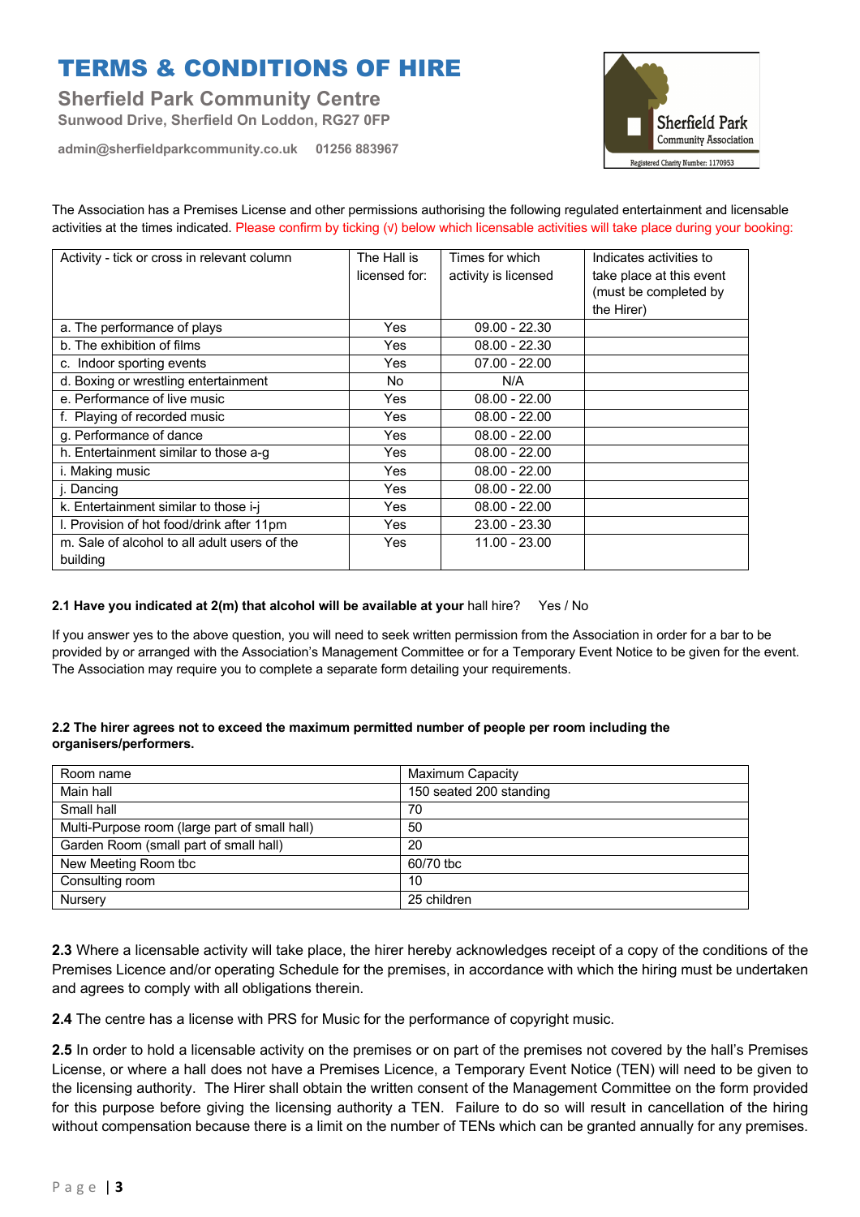# TERMS & CONDITIONS OF HIRE

## Sherfield Park Community Centre

**Sunwood Drive, Sherfield On Loddon, RG27 0FP**

**admin@sherfieldparkcommunity.co.uk 01256 883967**

Sherfield Park Community Association
Registered Charity Number: 1170953

The Association has a Premises License and other permissions authorising the following regulated entertainment and licensable activities at the times indicated. Please confirm by ticking (√) below which licensable activities will take place during your booking:

| Activity - tick or cross in relevant column | The Hall is licensed for: | Times for which activity is licensed | Indicates activities to take place at this event (must be completed by the Hirer) |
|---|---|---|---|
| a. The performance of plays | Yes | 09.00 - 22.30 | |
| b. The exhibition of films | Yes | 08.00 - 22.30 | |
| c. Indoor sporting events | Yes | 07.00 - 22.00 | |
| d. Boxing or wrestling entertainment | No | N/A | |
| e. Performance of live music | Yes | 08.00 - 22.00 | |
| f. Playing of recorded music | Yes | 08.00 - 22.00 | |
| g. Performance of dance | Yes | 08.00 - 22.00 | |
| h. Entertainment similar to those a-g | Yes | 08.00 - 22.00 | |
| i. Making music | Yes | 08.00 - 22.00 | |
| j. Dancing | Yes | 08.00 - 22.00 | |
| k. Entertainment similar to those i-j | Yes | 08.00 - 22.00 | |
| l. Provision of hot food/drink after 11pm | Yes | 23.00 - 23.30 | |
| m. Sale of alcohol to all adult users of the building | Yes | 11.00 - 23.00 | |

**2.1 Have you indicated at 2(m) that alcohol will be available at your** hall hire? Yes / No

If you answer yes to the above question, you will need to seek written permission from the Association in order for a bar to be provided by or arranged with the Association's Management Committee or for a Temporary Event Notice to be given for the event. The Association may require you to complete a separate form detailing your requirements.

**2.2 The hirer agrees not to exceed the maximum permitted number of people per room including the organisers/performers.**

| Room name | Maximum Capacity |
|---|---|
| Main hall | 150 seated 200 standing |
| Small hall | 70 |
| Multi-Purpose room (large part of small hall) | 50 |
| Garden Room (small part of small hall) | 20 |
| New Meeting Room tbc | 60/70 tbc |
| Consulting room | 10 |
| Nursery | 25 children |

**2.3** Where a licensable activity will take place, the hirer hereby acknowledges receipt of a copy of the conditions of the Premises Licence and/or operating Schedule for the premises, in accordance with which the hiring must be undertaken and agrees to comply with all obligations therein.

**2.4** The centre has a license with PRS for Music for the performance of copyright music.

**2.5** In order to hold a licensable activity on the premises or on part of the premises not covered by the hall's Premises License, or where a hall does not have a Premises Licence, a Temporary Event Notice (TEN) will need to be given to the licensing authority. The Hirer shall obtain the written consent of the Management Committee on the form provided for this purpose before giving the licensing authority a TEN. Failure to do so will result in cancellation of the hiring without compensation because there is a limit on the number of TENs which can be granted annually for any premises.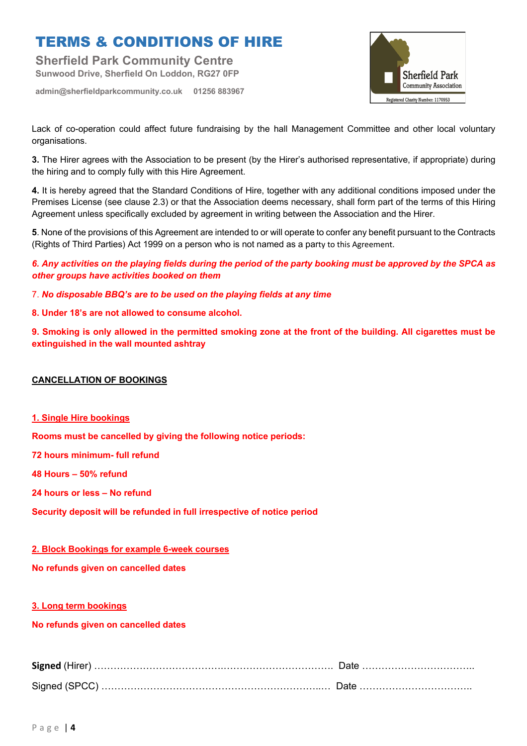# TERMS & CONDITIONS OF HIRE

**Sherfield Park Community Centre**

**Sunwood Drive, Sherfield On Loddon, RG27 0FP**

**admin@sherfieldparkcommunity.co.uk 01256 883967**

Sherfield Park Community Association
Registered Charity Number: 1170953

Lack of co-operation could affect future fundraising by the hall Management Committee and other local voluntary organisations.

**3.** The Hirer agrees with the Association to be present (by the Hirer's authorised representative, if appropriate) during the hiring and to comply fully with this Hire Agreement.

**4.** It is hereby agreed that the Standard Conditions of Hire, together with any additional conditions imposed under the Premises License (see clause 2.3) or that the Association deems necessary, shall form part of the terms of this Hiring Agreement unless specifically excluded by agreement in writing between the Association and the Hirer.

**5**. None of the provisions of this Agreement are intended to or will operate to confer any benefit pursuant to the Contracts (Rights of Third Parties) Act 1999 on a person who is not named as a party to this Agreement.

***6. Any activities on the playing fields during the period of the party booking must be approved by the SPCA as other groups have activities booked on them***

7. ***No disposable BBQ's are to be used on the playing fields at any time***

**8. Under 18's are not allowed to consume alcohol.**

**9. Smoking is only allowed in the permitted smoking zone at the front of the building. All cigarettes must be extinguished in the wall mounted ashtray**

## CANCELLATION OF BOOKINGS

### 1. Single Hire bookings

**Rooms must be cancelled by giving the following notice periods:**

**72 hours minimum- full refund**

**48 Hours – 50% refund**

**24 hours or less – No refund**

**Security deposit will be refunded in full irrespective of notice period**

### 2. Block Bookings for example 6-week courses

**No refunds given on cancelled dates**

### 3. Long term bookings

**No refunds given on cancelled dates**

**Signed** (Hirer) …………………………………..…………………………… Date ……………………………..

Signed (SPCC) ……………………………………………………………..… Date ……………………………..